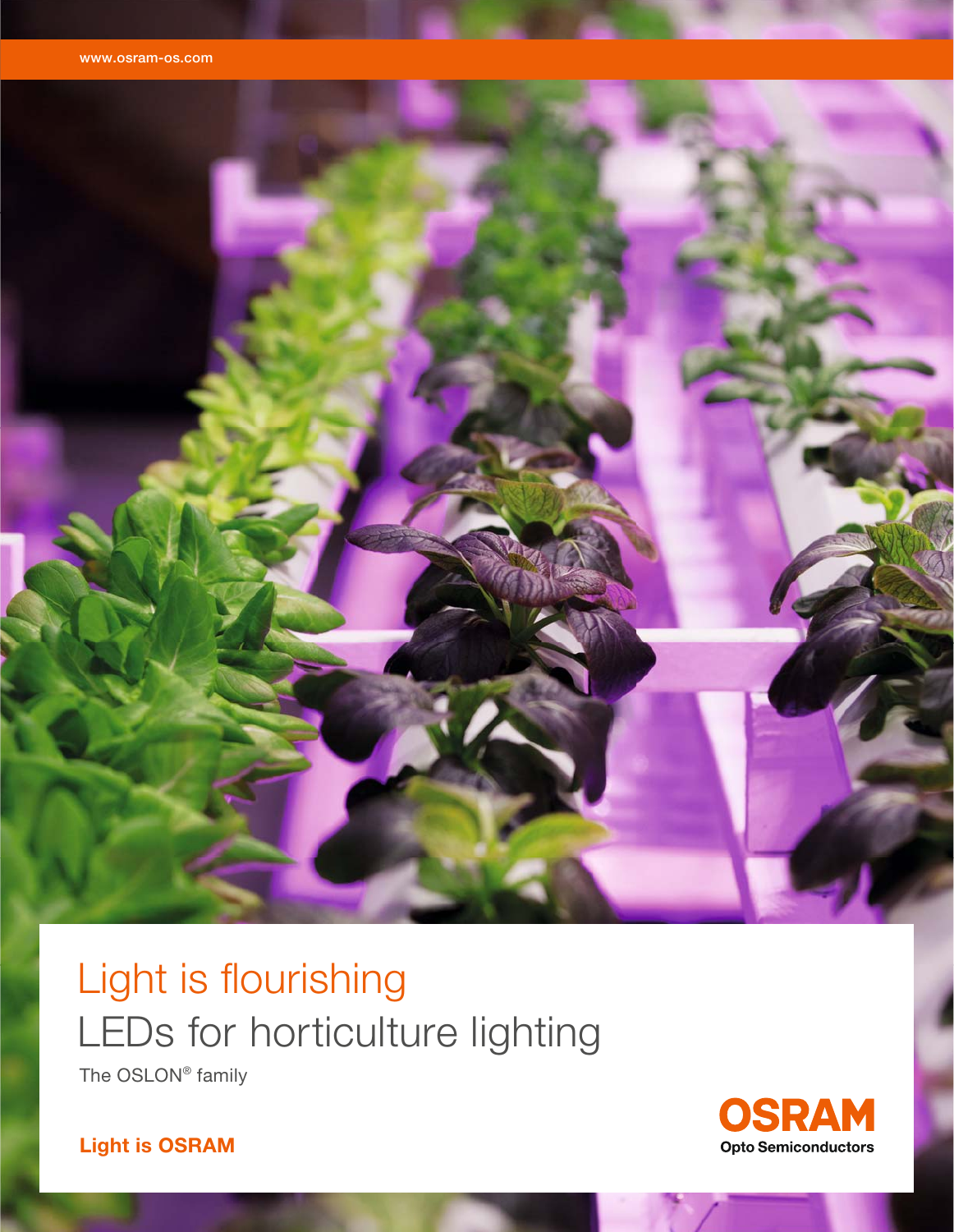www.osram-os.com

# Light is flourishing

## LEDs for horticulture lighting

The OSLON® family

**Light is OSRAM**

**OSRAM**
**Opto Semiconductors**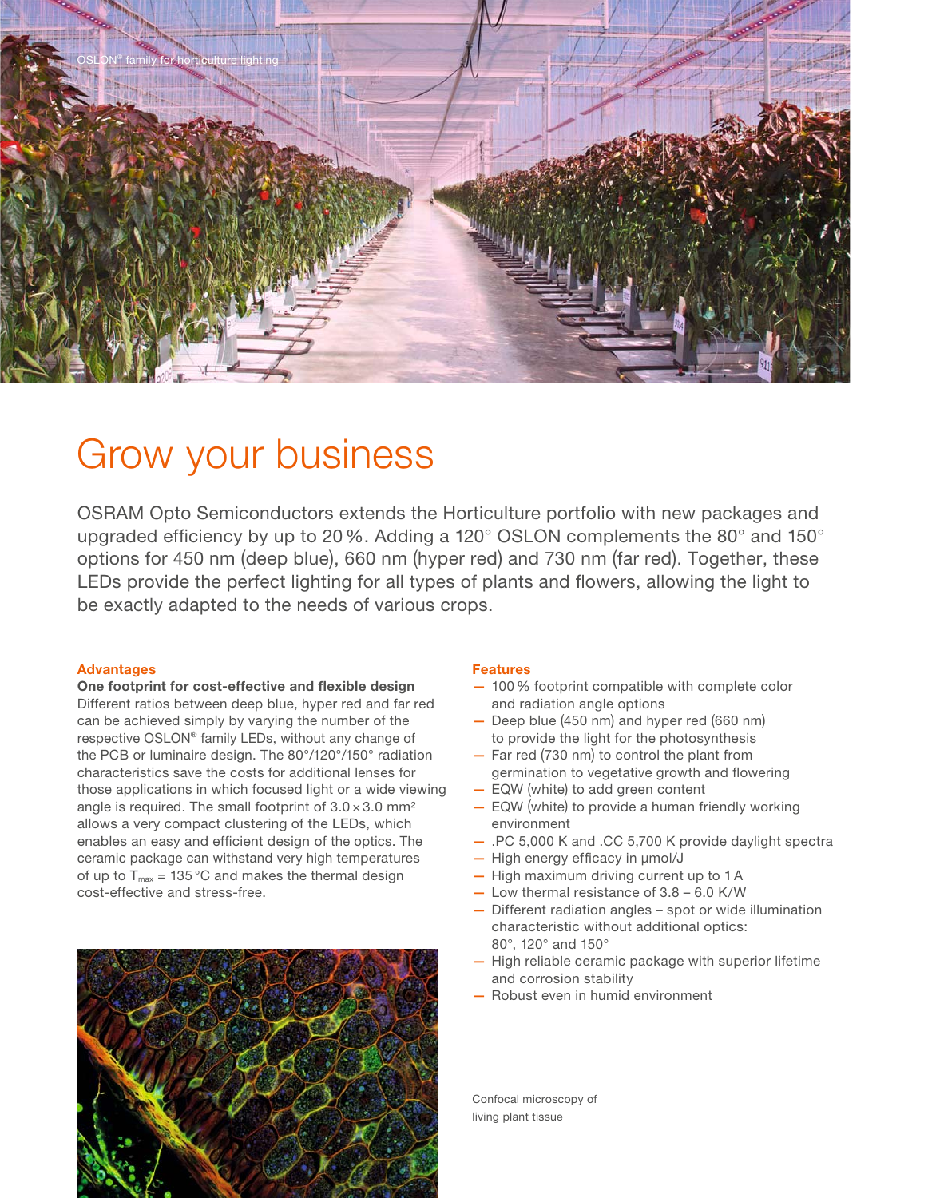OSLON® family for horticulture lighting

# Grow your business

OSRAM Opto Semiconductors extends the Horticulture portfolio with new packages and upgraded efficiency by up to 20 %. Adding a 120° OSLON complements the 80° and 150° options for 450 nm (deep blue), 660 nm (hyper red) and 730 nm (far red). Together, these LEDs provide the perfect lighting for all types of plants and flowers, allowing the light to be exactly adapted to the needs of various crops.

### Advantages

**One footprint for cost-effective and flexible design**

Different ratios between deep blue, hyper red and far red can be achieved simply by varying the number of the respective OSLON® family LEDs, without any change of the PCB or luminaire design. The 80°/120°/150° radiation characteristics save the costs for additional lenses for those applications in which focused light or a wide viewing angle is required. The small footprint of 3.0 × 3.0 mm² allows a very compact clustering of the LEDs, which enables an easy and efficient design of the optics. The ceramic package can withstand very high temperatures of up to $T_{max}$ = 135 °C and makes the thermal design cost-effective and stress-free.

### Features

- 100 % footprint compatible with complete color and radiation angle options
- Deep blue (450 nm) and hyper red (660 nm) to provide the light for the photosynthesis
- Far red (730 nm) to control the plant from germination to vegetative growth and flowering
- EQW (white) to add green content
- EQW (white) to provide a human friendly working environment
- .PC 5,000 K and .CC 5,700 K provide daylight spectra
- High energy efficacy in µmol/J
- High maximum driving current up to 1 A
- Low thermal resistance of 3.8 – 6.0 K/W
- Different radiation angles – spot or wide illumination characteristic without additional optics: 80°, 120° and 150°
- High reliable ceramic package with superior lifetime and corrosion stability
- Robust even in humid environment

Confocal microscopy of living plant tissue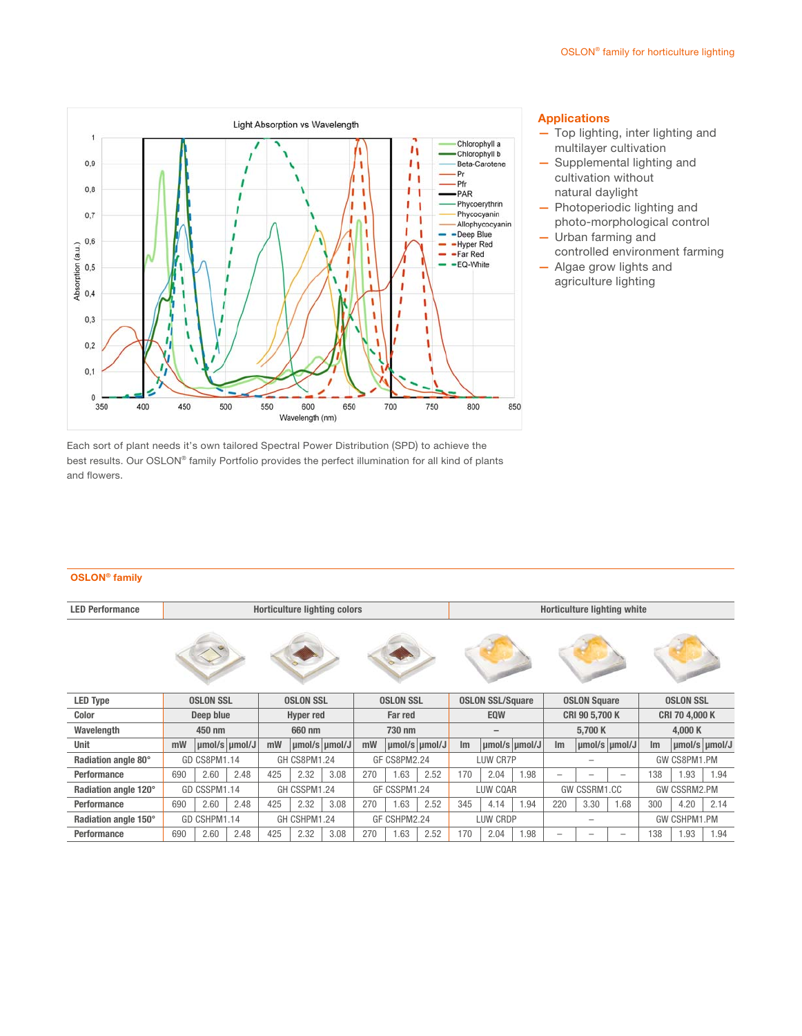Each sort of plant needs it's own tailored Spectral Power Distribution (SPD) to achieve the best results. Our OSLON® family Portfolio provides the perfect illumination for all kind of plants and flowers.

## Applications

- Top lighting, inter lighting and multilayer cultivation
- Supplemental lighting and cultivation without natural daylight
- Photoperiodic lighting and photo-morphological control
- Urban farming and controlled environment farming
- Algae grow lights and agriculture lighting

## OSLON® family

| LED Performance | Horticulture lighting colors | | | | | | | | | Horticulture lighting white | | | | | | | | |
|---|---|---|---|---|---|---|---|---|---|---|---|---|---|---|---|---|---|---|
| LED Type | OSLON SSL | | | OSLON SSL | | | OSLON SSL | | | OSLON SSL/Square | | | OSLON Square | | | OSLON SSL | | |
| Color | Deep blue | | | Hyper red | | | Far red | | | EQW | | | CRI 90 5,700 K | | | CRI 70 4,000 K | | |
| Wavelength | 450 nm | | | 660 nm | | | 730 nm | | | – | | | 5,700 K | | | 4,000 K | | |
| Unit | mW | µmol/s | µmol/J | mW | µmol/s | µmol/J | mW | µmol/s | µmol/J | lm | µmol/s | µmol/J | lm | µmol/s | µmol/J | lm | µmol/s | µmol/J |
| Radiation angle 80° | GD CS8PM1.14 | | | GH CS8PM1.24 | | | GF CS8PM2.24 | | | LUW CR7P | | | – | | | GW CS8PM1.PM | | |
| Performance | 690 | 2.60 | 2.48 | 425 | 2.32 | 3.08 | 270 | 1.63 | 2.52 | 170 | 2.04 | 1.98 | – | – | – | 138 | 1.93 | 1.94 |
| Radiation angle 120° | GD CSSPM1.14 | | | GH CSSPM1.24 | | | GF CSSPM1.24 | | | LUW CQAR | | | GW CSSRM1.CC | | | GW CSSRM2.PM | | |
| Performance | 690 | 2.60 | 2.48 | 425 | 2.32 | 3.08 | 270 | 1.63 | 2.52 | 345 | 4.14 | 1.94 | 220 | 3.30 | 1.68 | 300 | 4.20 | 2.14 |
| Radiation angle 150° | GD CSHPM1.14 | | | GH CSHPM1.24 | | | GF CSHPM2.24 | | | LUW CRDP | | | – | | | GW CSHPM1.PM | | |
| Performance | 690 | 2.60 | 2.48 | 425 | 2.32 | 3.08 | 270 | 1.63 | 2.52 | 170 | 2.04 | 1.98 | – | – | – | 138 | 1.93 | 1.94 |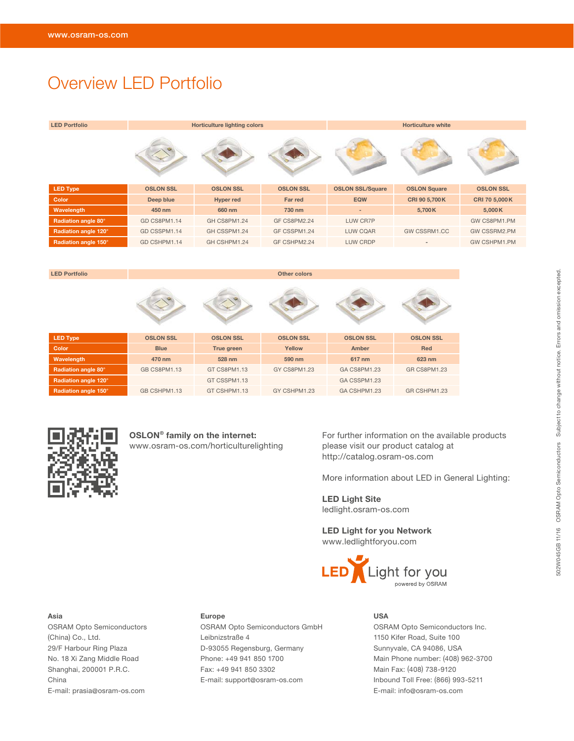# Overview LED Portfolio

| LED Portfolio | Horticulture lighting colors | | | Horticulture white | | |
|---|---|---|---|---|---|---|
| LED Type | OSLON SSL | OSLON SSL | OSLON SSL | OSLON SSL/Square | OSLON Square | OSLON SSL |
| Color | Deep blue | Hyper red | Far red | EQW | CRI 90 5,700 K | CRI 70 5,000 K |
| Wavelength | 450 nm | 660 nm | 730 nm | - | 5,700 K | 5,000 K |
| Radiation angle 80° | GD CS8PM1.14 | GH CS8PM1.24 | GF CS8PM2.24 | LUW CR7P | | GW CS8PM1.PM |
| Radiation angle 120° | GD CSSPM1.14 | GH CSSPM1.24 | GF CSSPM1.24 | LUW CQAR | GW CSSRM1.CC | GW CSSRM2.PM |
| Radiation angle 150° | GD CSHPM1.14 | GH CSHPM1.24 | GF CSHPM2.24 | LUW CRDP | - | GW CSHPM1.PM |

| LED Portfolio | Other colors | | | | |
|---|---|---|---|---|---|
| LED Type | OSLON SSL | OSLON SSL | OSLON SSL | OSLON SSL | OSLON SSL |
| Color | Blue | True green | Yellow | Amber | Red |
| Wavelength | 470 nm | 528 nm | 590 nm | 617 nm | 623 nm |
| Radiation angle 80° | GB CS8PM1.13 | GT CS8PM1.13 | GY CS8PM1.23 | GA CS8PM1.23 | GR CS8PM1.23 |
| Radiation angle 120° | | GT CSSPM1.13 | | GA CSSPM1.23 | |
| Radiation angle 150° | GB CSHPM1.13 | GT CSHPM1.13 | GY CSHPM1.23 | GA CSHPM1.23 | GR CSHPM1.23 |

**OSLON® family on the internet:**
www.osram-os.com/horticulturelighting

For further information on the available products please visit our product catalog at http://catalog.osram-os.com

More information about LED in General Lighting:

**LED Light Site**
ledlight.osram-os.com

**LED Light for you Network**
www.ledlightforyou.com

LED Light for you
powered by OSRAM

**Asia**
OSRAM Opto Semiconductors
(China) Co., Ltd.
29/F Harbour Ring Plaza
No. 18 Xi Zang Middle Road
Shanghai, 200001 P.R.C.
China
E-mail: prasia@osram-os.com

**Europe**
OSRAM Opto Semiconductors GmbH
Leibnizstraße 4
D-93055 Regensburg, Germany
Phone: +49 941 850 1700
Fax: +49 941 850 3302
E-mail: support@osram-os.com

**USA**
OSRAM Opto Semiconductors Inc.
1150 Kifer Road, Suite 100
Sunnyvale, CA 94086, USA
Main Phone number: (408) 962-3700
Main Fax: (408) 738-9120
Inbound Toll Free: (866) 993-5211
E-mail: info@osram-os.com

502W045GB 11/16 OSRAM Opto Semiconductors Subject to change without notice. Errors and omission excepted.